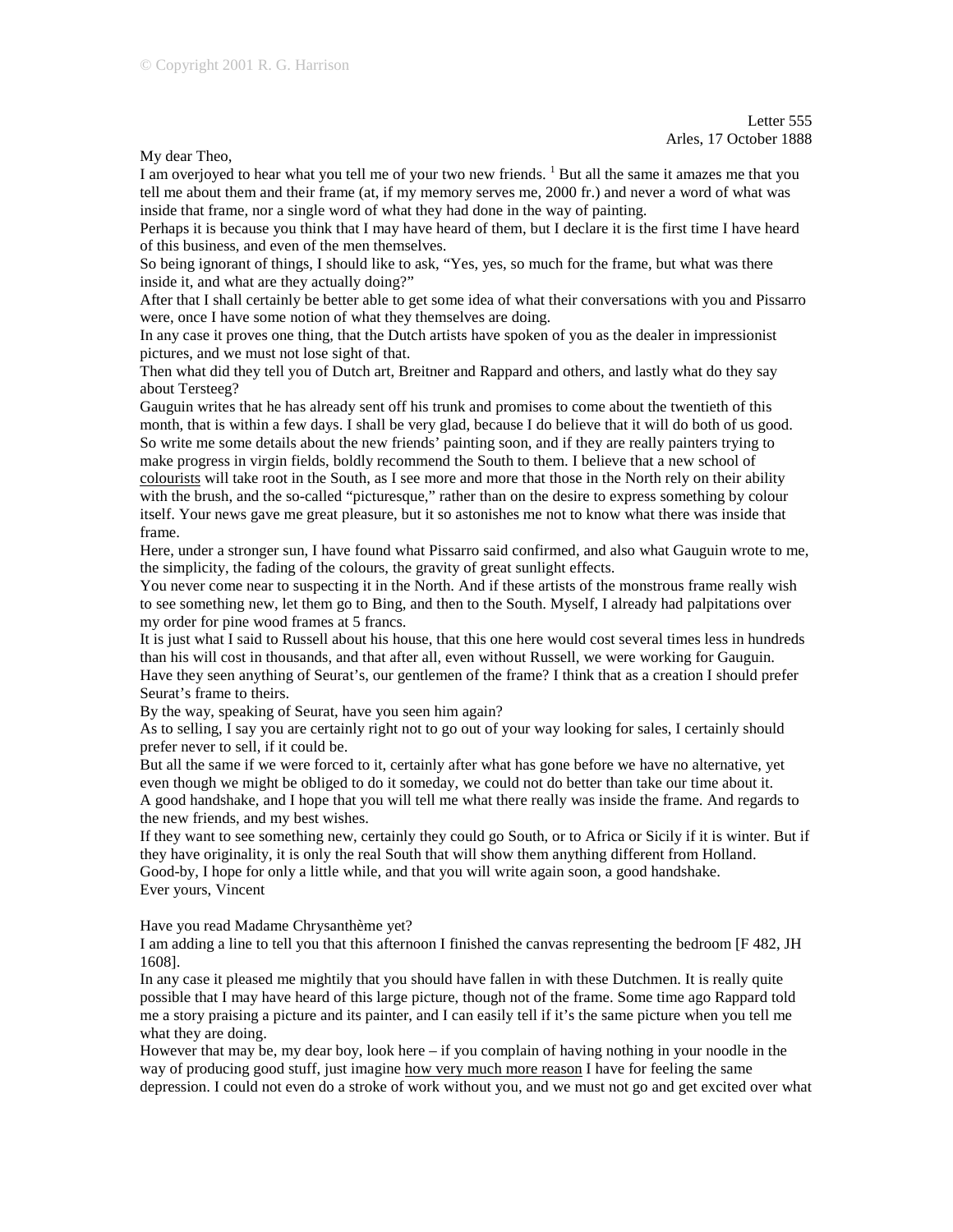© Copyright 2001 R. G. Harrison

Letter 555
Arles, 17 October 1888

My dear Theo,

I am overjoyed to hear what you tell me of your two new friends. [1] But all the same it amazes me that you tell me about them and their frame (at, if my memory serves me, 2000 fr.) and never a word of what was inside that frame, nor a single word of what they had done in the way of painting.

Perhaps it is because you think that I may have heard of them, but I declare it is the first time I have heard of this business, and even of the men themselves.

So being ignorant of things, I should like to ask, "Yes, yes, so much for the frame, but what was there inside it, and what are they actually doing?"

After that I shall certainly be better able to get some idea of what their conversations with you and Pissarro were, once I have some notion of what they themselves are doing.

In any case it proves one thing, that the Dutch artists have spoken of you as the dealer in impressionist pictures, and we must not lose sight of that.

Then what did they tell you of Dutch art, Breitner and Rappard and others, and lastly what do they say about Tersteeg?

Gauguin writes that he has already sent off his trunk and promises to come about the twentieth of this month, that is within a few days. I shall be very glad, because I do believe that it will do both of us good.

So write me some details about the new friends' painting soon, and if they are really painters trying to make progress in virgin fields, boldly recommend the South to them. I believe that a new school of colourists will take root in the South, as I see more and more that those in the North rely on their ability with the brush, and the so-called "picturesque," rather than on the desire to express something by colour itself. Your news gave me great pleasure, but it so astonishes me not to know what there was inside that frame.

Here, under a stronger sun, I have found what Pissarro said confirmed, and also what Gauguin wrote to me, the simplicity, the fading of the colours, the gravity of great sunlight effects.

You never come near to suspecting it in the North. And if these artists of the monstrous frame really wish to see something new, let them go to Bing, and then to the South. Myself, I already had palpitations over my order for pine wood frames at 5 francs.

It is just what I said to Russell about his house, that this one here would cost several times less in hundreds than his will cost in thousands, and that after all, even without Russell, we were working for Gauguin.

Have they seen anything of Seurat's, our gentlemen of the frame? I think that as a creation I should prefer Seurat's frame to theirs.

By the way, speaking of Seurat, have you seen him again?

As to selling, I say you are certainly right not to go out of your way looking for sales, I certainly should prefer never to sell, if it could be.

But all the same if we were forced to it, certainly after what has gone before we have no alternative, yet even though we might be obliged to do it someday, we could not do better than take our time about it.

A good handshake, and I hope that you will tell me what there really was inside the frame. And regards to the new friends, and my best wishes.

If they want to see something new, certainly they could go South, or to Africa or Sicily if it is winter. But if they have originality, it is only the real South that will show them anything different from Holland.

Good-by, I hope for only a little while, and that you will write again soon, a good handshake.

Ever yours, Vincent

Have you read Madame Chrysanthème yet?

I am adding a line to tell you that this afternoon I finished the canvas representing the bedroom [F 482, JH 1608].

In any case it pleased me mightily that you should have fallen in with these Dutchmen. It is really quite possible that I may have heard of this large picture, though not of the frame. Some time ago Rappard told me a story praising a picture and its painter, and I can easily tell if it's the same picture when you tell me what they are doing.

However that may be, my dear boy, look here – if you complain of having nothing in your noodle in the way of producing good stuff, just imagine how very much more reason I have for feeling the same depression. I could not even do a stroke of work without you, and we must not go and get excited over what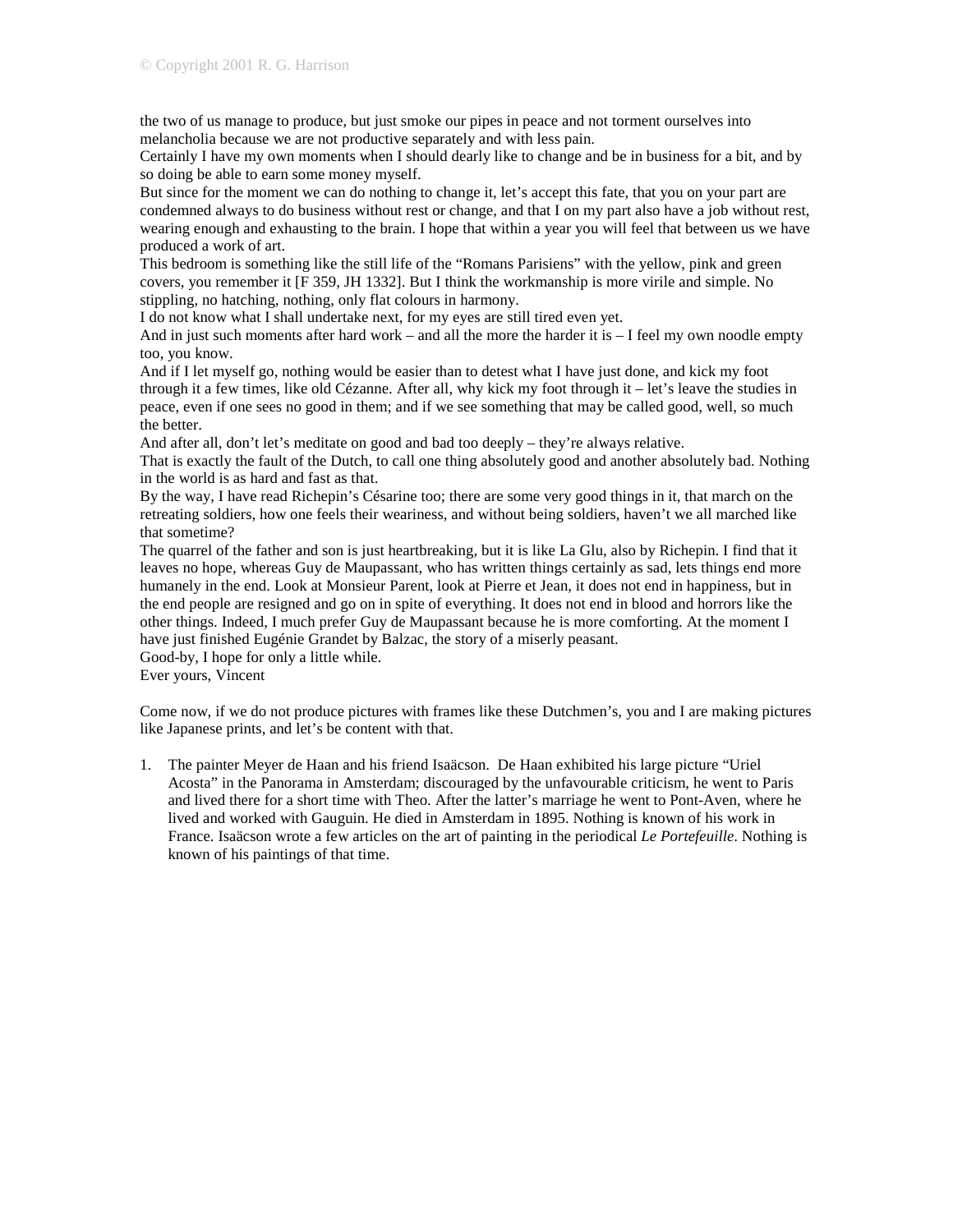the two of us manage to produce, but just smoke our pipes in peace and not torment ourselves into melancholia because we are not productive separately and with less pain.
Certainly I have my own moments when I should dearly like to change and be in business for a bit, and by so doing be able to earn some money myself.
But since for the moment we can do nothing to change it, let's accept this fate, that you on your part are condemned always to do business without rest or change, and that I on my part also have a job without rest, wearing enough and exhausting to the brain. I hope that within a year you will feel that between us we have produced a work of art.
This bedroom is something like the still life of the "Romans Parisiens" with the yellow, pink and green covers, you remember it [F 359, JH 1332]. But I think the workmanship is more virile and simple. No stippling, no hatching, nothing, only flat colours in harmony.
I do not know what I shall undertake next, for my eyes are still tired even yet.
And in just such moments after hard work – and all the more the harder it is – I feel my own noodle empty too, you know.
And if I let myself go, nothing would be easier than to detest what I have just done, and kick my foot through it a few times, like old Cézanne. After all, why kick my foot through it – let's leave the studies in peace, even if one sees no good in them; and if we see something that may be called good, well, so much the better.
And after all, don't let's meditate on good and bad too deeply – they're always relative.
That is exactly the fault of the Dutch, to call one thing absolutely good and another absolutely bad. Nothing in the world is as hard and fast as that.
By the way, I have read Richepin's Césarine too; there are some very good things in it, that march on the retreating soldiers, how one feels their weariness, and without being soldiers, haven't we all marched like that sometime?
The quarrel of the father and son is just heartbreaking, but it is like La Glu, also by Richepin. I find that it leaves no hope, whereas Guy de Maupassant, who has written things certainly as sad, lets things end more humanely in the end. Look at Monsieur Parent, look at Pierre et Jean, it does not end in happiness, but in the end people are resigned and go on in spite of everything. It does not end in blood and horrors like the other things. Indeed, I much prefer Guy de Maupassant because he is more comforting. At the moment I have just finished Eugénie Grandet by Balzac, the story of a miserly peasant.
Good-by, I hope for only a little while.
Ever yours, Vincent

Come now, if we do not produce pictures with frames like these Dutchmen's, you and I are making pictures like Japanese prints, and let's be content with that.

1. The painter Meyer de Haan and his friend Isaäcson. De Haan exhibited his large picture "Uriel Acosta" in the Panorama in Amsterdam; discouraged by the unfavourable criticism, he went to Paris and lived there for a short time with Theo. After the latter's marriage he went to Pont-Aven, where he lived and worked with Gauguin. He died in Amsterdam in 1895. Nothing is known of his work in France. Isaäcson wrote a few articles on the art of painting in the periodical *Le Portefeuille*. Nothing is known of his paintings of that time.